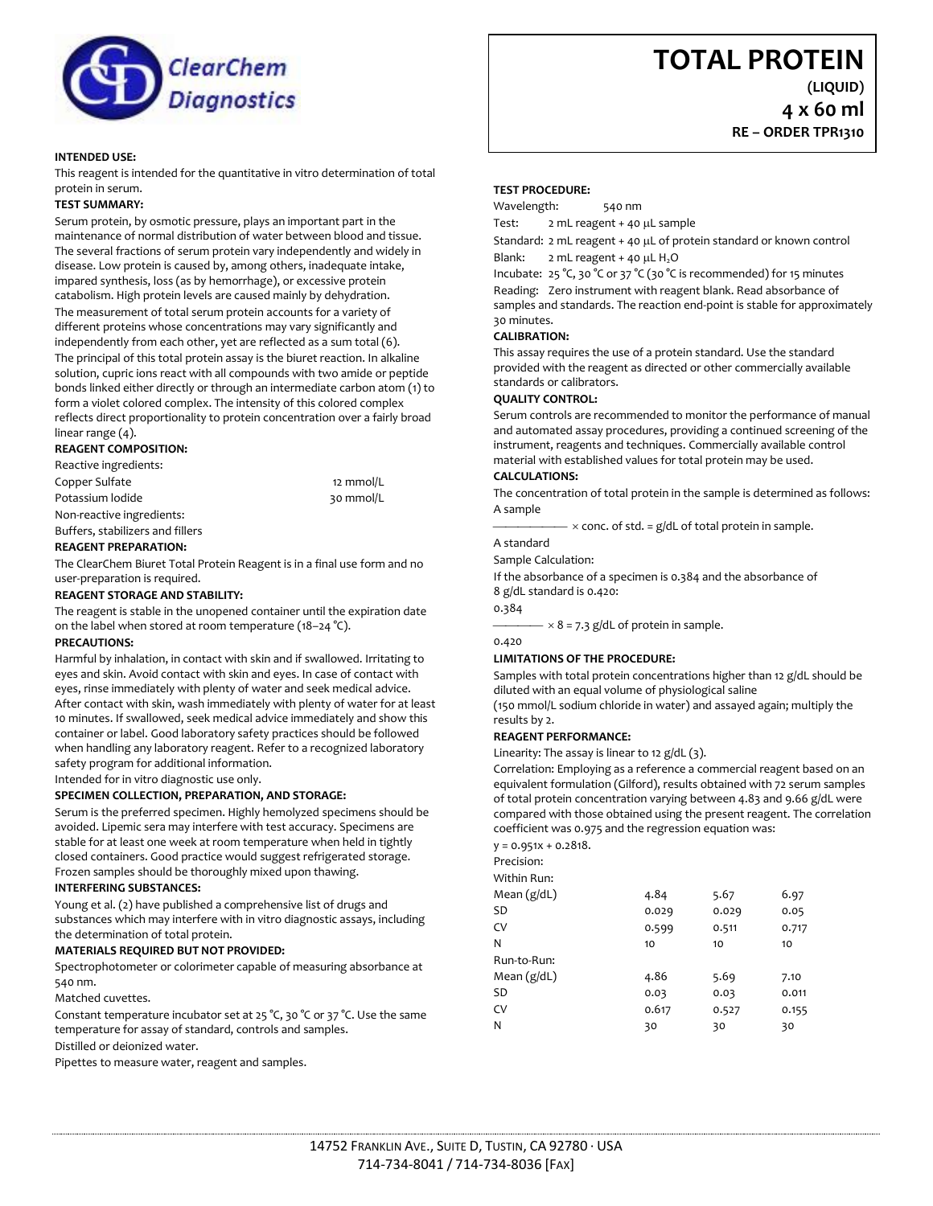ClearChem Diagnostics

# TOTAL PROTEIN

**(LIQUID)**

**4 x 60 ml**

**RE – ORDER TPR1310**

**INTENDED USE:**

This reagent is intended for the quantitative in vitro determination of total protein in serum.

**TEST SUMMARY:**

Serum protein, by osmotic pressure, plays an important part in the maintenance of normal distribution of water between blood and tissue. The several fractions of serum protein vary independently and widely in disease. Low protein is caused by, among others, inadequate intake, impared synthesis, loss (as by hemorrhage), or excessive protein catabolism. High protein levels are caused mainly by dehydration.

The measurement of total serum protein accounts for a variety of different proteins whose concentrations may vary significantly and independently from each other, yet are reflected as a sum total (6).

The principal of this total protein assay is the biuret reaction. In alkaline solution, cupric ions react with all compounds with two amide or peptide bonds linked either directly or through an intermediate carbon atom (1) to form a violet colored complex. The intensity of this colored complex reflects direct proportionality to protein concentration over a fairly broad linear range (4).

**REAGENT COMPOSITION:**

Reactive ingredients:

| | |
|---|---|
| Copper Sulfate | 12 mmol/L |
| Potassium Iodide | 30 mmol/L |

Non-reactive ingredients:

Buffers, stabilizers and fillers

**REAGENT PREPARATION:**

The ClearChem Biuret Total Protein Reagent is in a final use form and no user-preparation is required.

**REAGENT STORAGE AND STABILITY:**

The reagent is stable in the unopened container until the expiration date on the label when stored at room temperature (18–24 °C).

**PRECAUTIONS:**

Harmful by inhalation, in contact with skin and if swallowed. Irritating to eyes and skin. Avoid contact with skin and eyes. In case of contact with eyes, rinse immediately with plenty of water and seek medical advice. After contact with skin, wash immediately with plenty of water for at least 10 minutes. If swallowed, seek medical advice immediately and show this container or label. Good laboratory safety practices should be followed when handling any laboratory reagent. Refer to a recognized laboratory safety program for additional information.

Intended for in vitro diagnostic use only.

**SPECIMEN COLLECTION, PREPARATION, AND STORAGE:**

Serum is the preferred specimen. Highly hemolyzed specimens should be avoided. Lipemic sera may interfere with test accuracy. Specimens are stable for at least one week at room temperature when held in tightly closed containers. Good practice would suggest refrigerated storage. Frozen samples should be thoroughly mixed upon thawing.

**INTERFERING SUBSTANCES:**

Young et al. (2) have published a comprehensive list of drugs and substances which may interfere with in vitro diagnostic assays, including the determination of total protein.

**MATERIALS REQUIRED BUT NOT PROVIDED:**

Spectrophotometer or colorimeter capable of measuring absorbance at 540 nm.

Matched cuvettes.

Constant temperature incubator set at 25 °C, 30 °C or 37 °C. Use the same temperature for assay of standard, controls and samples.

Distilled or deionized water.

Pipettes to measure water, reagent and samples.

**TEST PROCEDURE:**

Wavelength: 540 nm

Test: 2 mL reagent + 40 µL sample

Standard: 2 mL reagent + 40 µL of protein standard or known control

Blank: 2 mL reagent + 40 µL $H_2O$

Incubate: 25 °C, 30 °C or 37 °C (30 °C is recommended) for 15 minutes

Reading: Zero instrument with reagent blank. Read absorbance of samples and standards. The reaction end-point is stable for approximately 30 minutes.

**CALIBRATION:**

This assay requires the use of a protein standard. Use the standard provided with the reagent as directed or other commercially available standards or calibrators.

**QUALITY CONTROL:**

Serum controls are recommended to monitor the performance of manual and automated assay procedures, providing a continued screening of the instrument, reagents and techniques. Commercially available control material with established values for total protein may be used.

**CALCULATIONS:**

The concentration of total protein in the sample is determined as follows:

$$\frac{\text{A sample}}{\text{A standard}} \times \text{conc. of std.} = \text{g/dL of total protein in sample.}$$

Sample Calculation:

If the absorbance of a specimen is 0.384 and the absorbance of 8 g/dL standard is 0.420:

$$\frac{0.384}{0.420} \times 8 = 7.3 \text{ g/dL of protein in sample.}$$

**LIMITATIONS OF THE PROCEDURE:**

Samples with total protein concentrations higher than 12 g/dL should be diluted with an equal volume of physiological saline (150 mmol/L sodium chloride in water) and assayed again; multiply the results by 2.

**REAGENT PERFORMANCE:**

Linearity: The assay is linear to 12 g/dL (3).

Correlation: Employing as a reference a commercial reagent based on an equivalent formulation (Gilford), results obtained with 72 serum samples of total protein concentration varying between 4.83 and 9.66 g/dL were compared with those obtained using the present reagent. The correlation coefficient was 0.975 and the regression equation was:

$y = 0.951x + 0.2818$.

Precision:

| | | | |
|---|---|---|---|
| **Within Run:** | | | |
| Mean (g/dL) | 4.84 | 5.67 | 6.97 |
| SD | 0.029 | 0.029 | 0.05 |
| CV | 0.599 | 0.511 | 0.717 |
| N | 10 | 10 | 10 |
| **Run-to-Run:** | | | |
| Mean (g/dL) | 4.86 | 5.69 | 7.10 |
| SD | 0.03 | 0.03 | 0.011 |
| CV | 0.617 | 0.527 | 0.155 |
| N | 30 | 30 | 30 |

14752 Franklin Ave., Suite D, Tustin, CA 92780 · USA
714-734-8041 / 714-734-8036 [Fax]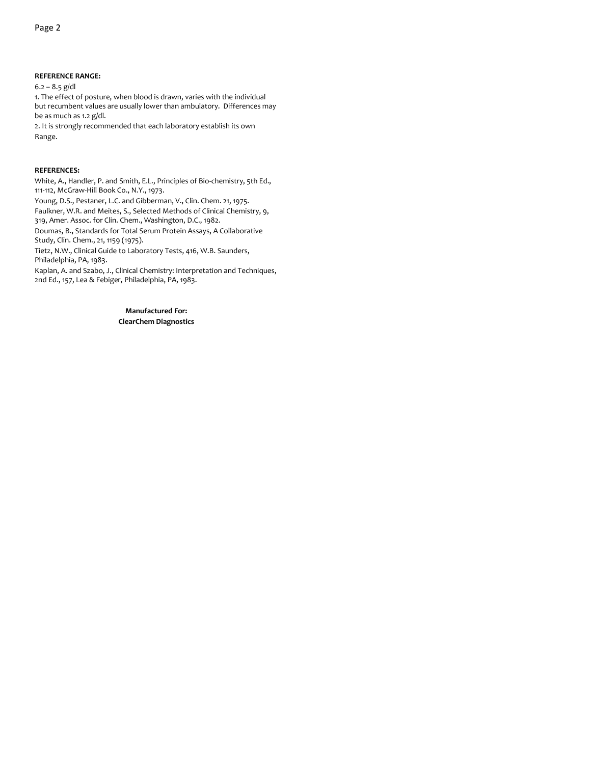**REFERENCE RANGE:**

6.2 – 8.5 g/dl

1. The effect of posture, when blood is drawn, varies with the individual but recumbent values are usually lower than ambulatory. Differences may be as much as 1.2 g/dl.
2. It is strongly recommended that each laboratory establish its own Range.

**REFERENCES:**

White, A., Handler, P. and Smith, E.L., Principles of Bio-chemistry, 5th Ed., 111-112, McGraw-Hill Book Co., N.Y., 1973.

Young, D.S., Pestaner, L.C. and Gibberman, V., Clin. Chem. 21, 1975.

Faulkner, W.R. and Meites, S., Selected Methods of Clinical Chemistry, 9, 319, Amer. Assoc. for Clin. Chem., Washington, D.C., 1982.

Doumas, B., Standards for Total Serum Protein Assays, A Collaborative Study, Clin. Chem., 21, 1159 (1975).

Tietz, N.W., Clinical Guide to Laboratory Tests, 416, W.B. Saunders, Philadelphia, PA, 1983.

Kaplan, A. and Szabo, J., Clinical Chemistry: Interpretation and Techniques, 2nd Ed., 157, Lea & Febiger, Philadelphia, PA, 1983.

**Manufactured For:**
**ClearChem Diagnostics**